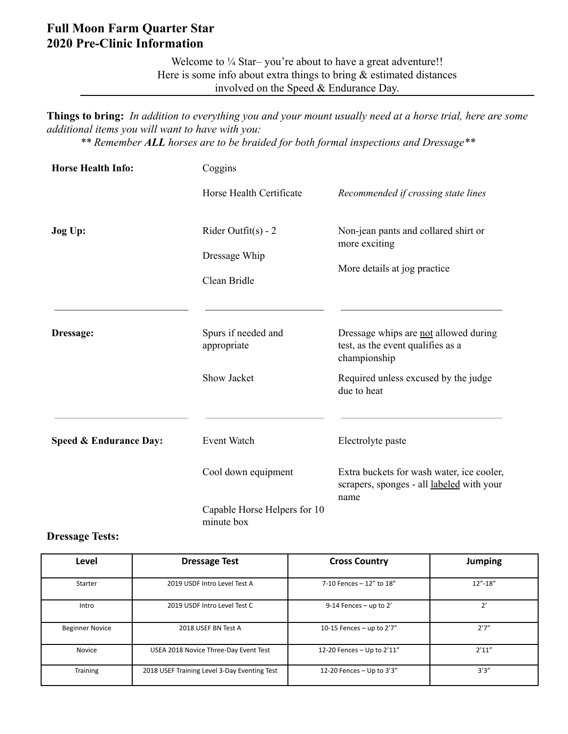# Full Moon Farm Quarter Star
# 2020 Pre-Clinic Information

Welcome to ¼ Star– you're about to have a great adventure!!
Here is some info about extra things to bring & estimated distances involved on the Speed & Endurance Day.

---

**Things to bring:** *In addition to everything you and your mount usually need at a horse trial, here are some additional items you will want to have with you:*

*** Remember **ALL** horses are to be braided for both formal inspections and Dressage***

| | | |
|---|---|---|
| **Horse Health Info:** | Coggins | |
| | Horse Health Certificate | *Recommended if crossing state lines* |
| **Jog Up:** | Rider Outfit(s) - 2 | Non-jean pants and collared shirt or more exciting |
| | Dressage Whip | More details at jog practice |
| | Clean Bridle | |
| **Dressage:** | Spurs if needed and appropriate | Dressage whips are not allowed during test, as the event qualifies as a championship |
| | Show Jacket | Required unless excused by the judge due to heat |
| **Speed & Endurance Day:** | Event Watch | Electrolyte paste |
| | Cool down equipment | Extra buckets for wash water, ice cooler, scrapers, sponges - all labeled with your name |
| | Capable Horse Helpers for 10 minute box | |

**Dressage Tests:**

| Level | Dressage Test | Cross Country | Jumping |
|---|---|---|---|
| Starter | 2019 USDF Intro Level Test A | 7-10 Fences – 12" to 18" | 12"-18" |
| Intro | 2019 USDF Intro Level Test C | 9-14 Fences – up to 2' | 2' |
| Beginner Novice | 2018 USEF BN Test A | 10-15 Fences – up to 2'7" | 2'7" |
| Novice | USEA 2018 Novice Three-Day Event Test | 12-20 Fences – Up to 2'11" | 2'11" |
| Training | 2018 USEF Training Level 3-Day Eventing Test | 12-20 Fences – Up to 3'3" | 3'3" |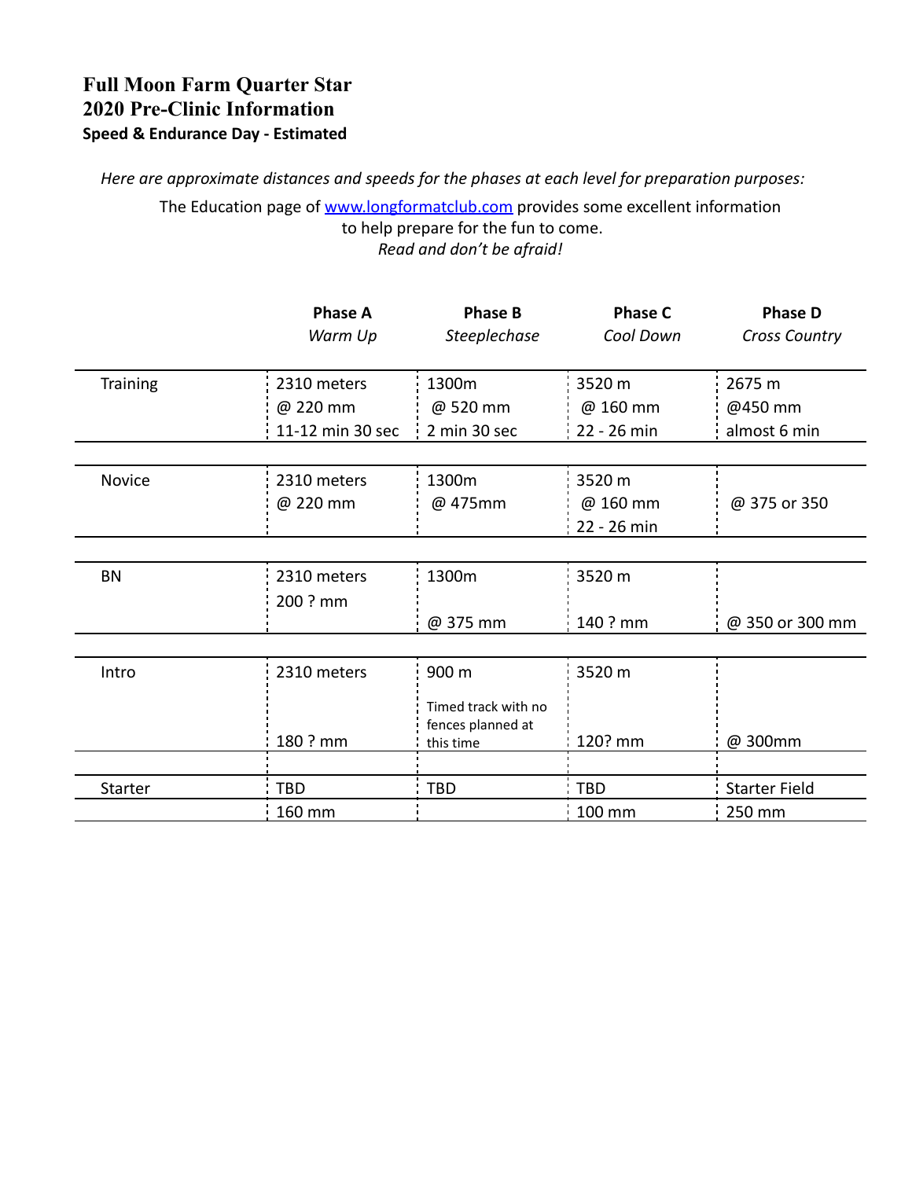**Full Moon Farm Quarter Star**
**2020 Pre-Clinic Information**
**Speed & Endurance Day - Estimated**

*Here are approximate distances and speeds for the phases at each level for preparation purposes:*

The Education page of [www.longformatclub.com](http://www.longformatclub.com) provides some excellent information to help prepare for the fun to come.
*Read and don't be afraid!*

| | **Phase A** *Warm Up* | **Phase B** *Steeplechase* | **Phase C** *Cool Down* | **Phase D** *Cross Country* |
|---|---|---|---|---|
| Training | 2310 meters<br>@ 220 mm<br>11-12 min 30 sec | 1300m<br>@ 520 mm<br>2 min 30 sec | 3520 m<br>@ 160 mm<br>22 - 26 min | 2675 m<br>@450 mm<br>almost 6 min |
| Novice | 2310 meters<br>@ 220 mm | 1300m<br>@ 475mm | 3520 m<br>@ 160 mm<br>22 - 26 min | @ 375 or 350 |
| BN | 2310 meters<br>200 ? mm | 1300m<br>@ 375 mm | 3520 m<br>140 ? mm | @ 350 or 300 mm |
| Intro | 2310 meters<br>180 ? mm | 900 m<br>Timed track with no fences planned at this time | 3520 m<br>120? mm | @ 300mm |
| Starter | TBD<br>160 mm | TBD | TBD<br>100 mm | Starter Field<br>250 mm |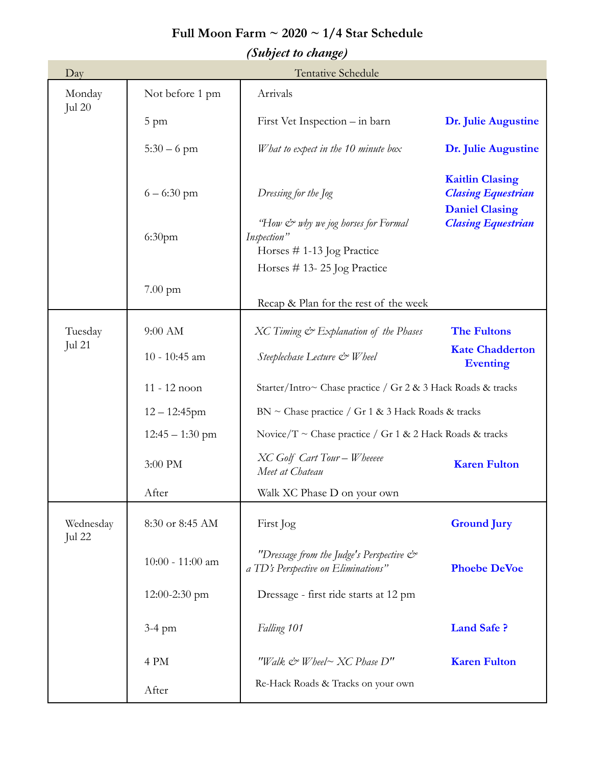# Full Moon Farm ~ 2020 ~ 1/4 Star Schedule

***(Subject to change)***

| Day | | Tentative Schedule | |
|---|---|---|---|
| Monday Jul 20 | Not before 1 pm | Arrivals | |
| | 5 pm | First Vet Inspection – in barn | **Dr. Julie Augustine** |
| | 5:30 – 6 pm | *What to expect in the 10 minute box* | **Dr. Julie Augustine** |
| | 6 – 6:30 pm | *Dressing for the Jog* | **Kaitlin Clasing** ***Clasing Equestrian*** |
| | 6:30pm | *"How & why we jog horses for Formal Inspection"* Horses # 1-13 Jog Practice Horses # 13- 25 Jog Practice | **Daniel Clasing** ***Clasing Equestrian*** |
| | 7.00 pm | Recap & Plan for the rest of the week | |
| Tuesday Jul 21 | 9:00 AM | *XC Timing & Explanation of the Phases* | **The Fultons** |
| | 10 - 10:45 am | *Steeplechase Lecture & Wheel* | **Kate Chadderton Eventing** |
| | 11 - 12 noon | Starter/Intro~ Chase practice / Gr 2 & 3 Hack Roads & tracks | |
| | 12 – 12:45pm | BN ~ Chase practice / Gr 1 & 3 Hack Roads & tracks | |
| | 12:45 – 1:30 pm | Novice/T ~ Chase practice / Gr 1 & 2 Hack Roads & tracks | |
| | 3:00 PM | *XC Golf Cart Tour – Wheeeee* *Meet at Chateau* | **Karen Fulton** |
| | After | Walk XC Phase D on your own | |
| Wednesday Jul 22 | 8:30 or 8:45 AM | First Jog | **Ground Jury** |
| | 10:00 - 11:00 am | *"Dressage from the Judge's Perspective & a TD's Perspective on Eliminations"* | **Phoebe DeVoe** |
| | 12:00-2:30 pm | Dressage - first ride starts at 12 pm | |
| | 3-4 pm | *Falling 101* | **Land Safe ?** |
| | 4 PM | *"Walk & Wheel~ XC Phase D"* | **Karen Fulton** |
| | After | Re-Hack Roads & Tracks on your own | |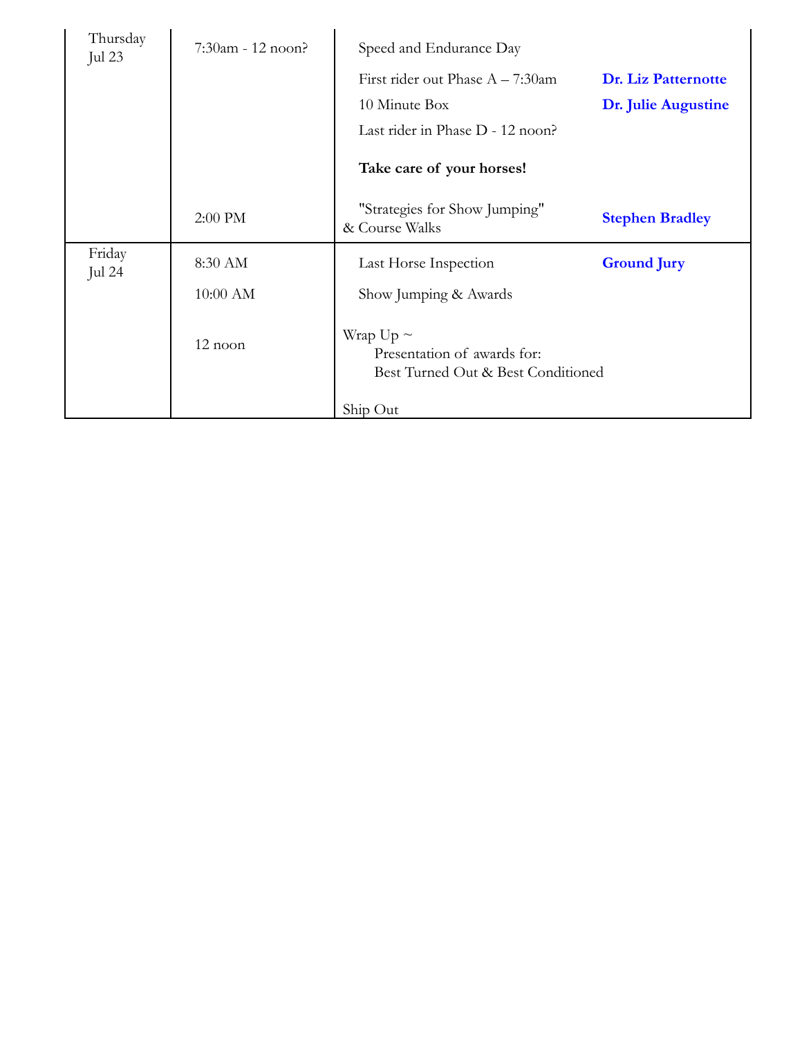| | | | |
|---|---|---|---|
| Thursday Jul 23 | 7:30am - 12 noon? | Speed and Endurance Day | |
| | | First rider out Phase A – 7:30am | **Dr. Liz Patternotte** |
| | | 10 Minute Box | **Dr. Julie Augustine** |
| | | Last rider in Phase D - 12 noon? | |
| | | **Take care of your horses!** | |
| | 2:00 PM | "Strategies for Show Jumping" & Course Walks | **Stephen Bradley** |
| Friday Jul 24 | 8:30 AM | Last Horse Inspection | **Ground Jury** |
| | 10:00 AM | Show Jumping & Awards | |
| | 12 noon | Wrap Up ~ Presentation of awards for: Best Turned Out & Best Conditioned | |
| | | Ship Out | |